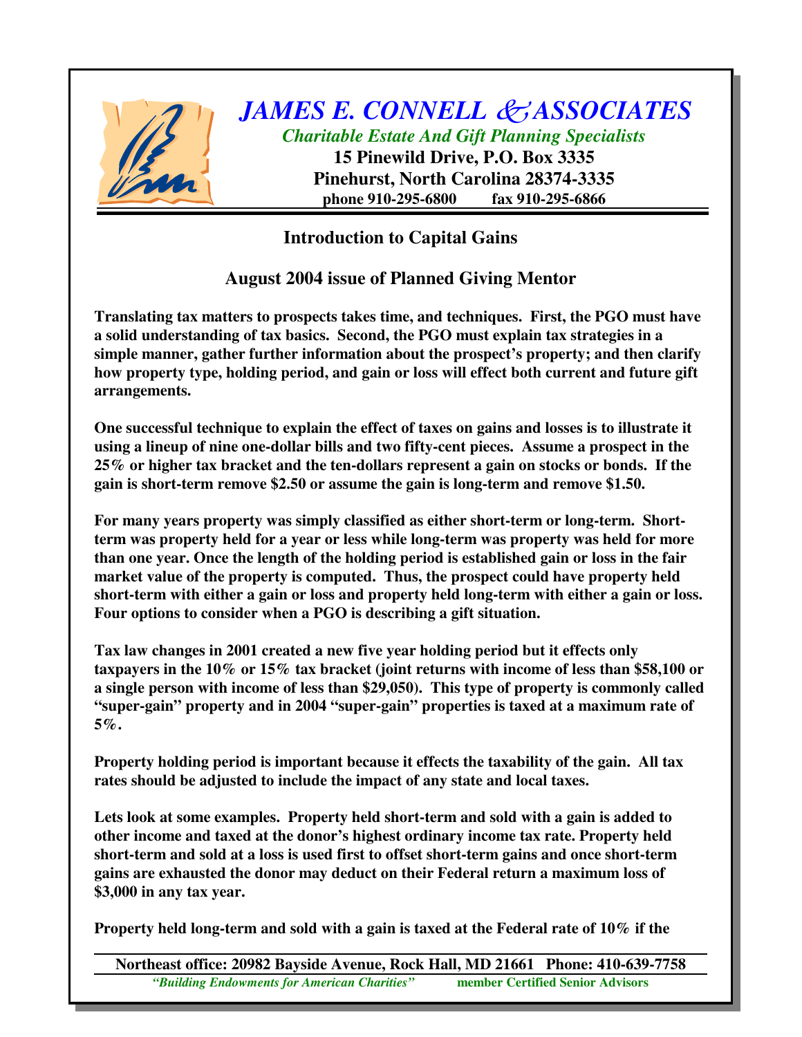# *JAMES E. CONNELL & ASSOCIATES*

***Charitable Estate And Gift Planning Specialists***

**15 Pinewild Drive, P.O. Box 3335**
**Pinehurst, North Carolina 28374-3335**
**phone 910-295-6800 fax 910-295-6866**

## Introduction to Capital Gains

### August 2004 issue of Planned Giving Mentor

**Translating tax matters to prospects takes time, and techniques. First, the PGO must have a solid understanding of tax basics. Second, the PGO must explain tax strategies in a simple manner, gather further information about the prospect's property; and then clarify how property type, holding period, and gain or loss will effect both current and future gift arrangements.**

**One successful technique to explain the effect of taxes on gains and losses is to illustrate it using a lineup of nine one-dollar bills and two fifty-cent pieces. Assume a prospect in the 25% or higher tax bracket and the ten-dollars represent a gain on stocks or bonds. If the gain is short-term remove $2.50 or assume the gain is long-term and remove $1.50.**

**For many years property was simply classified as either short-term or long-term. Short-term was property held for a year or less while long-term was property was held for more than one year. Once the length of the holding period is established gain or loss in the fair market value of the property is computed. Thus, the prospect could have property held short-term with either a gain or loss and property held long-term with either a gain or loss. Four options to consider when a PGO is describing a gift situation.**

**Tax law changes in 2001 created a new five year holding period but it effects only taxpayers in the 10% or 15% tax bracket (joint returns with income of less than $58,100 or a single person with income of less than $29,050). This type of property is commonly called "super-gain" property and in 2004 "super-gain" properties is taxed at a maximum rate of 5%.**

**Property holding period is important because it effects the taxability of the gain. All tax rates should be adjusted to include the impact of any state and local taxes.**

**Lets look at some examples. Property held short-term and sold with a gain is added to other income and taxed at the donor's highest ordinary income tax rate. Property held short-term and sold at a loss is used first to offset short-term gains and once short-term gains are exhausted the donor may deduct on their Federal return a maximum loss of $3,000 in any tax year.**

**Property held long-term and sold with a gain is taxed at the Federal rate of 10% if the**

**Northeast office: 20982 Bayside Avenue, Rock Hall, MD 21661 Phone: 410-639-7758**
***"Building Endowments for American Charities"*** **member Certified Senior Advisors**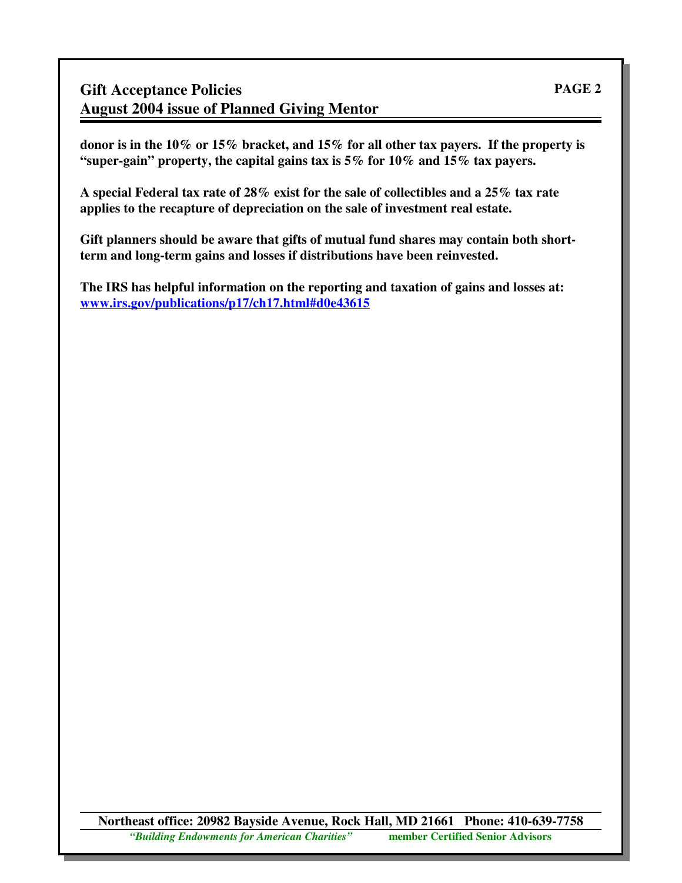**donor is in the 10% or 15% bracket, and 15% for all other tax payers. If the property is "super-gain" property, the capital gains tax is 5% for 10% and 15% tax payers.**

**A special Federal tax rate of 28% exist for the sale of collectibles and a 25% tax rate applies to the recapture of depreciation on the sale of investment real estate.**

**Gift planners should be aware that gifts of mutual fund shares may contain both short-term and long-term gains and losses if distributions have been reinvested.**

**The IRS has helpful information on the reporting and taxation of gains and losses at: [www.irs.gov/publications/p17/ch17.html#d0e43615](www.irs.gov/publications/p17/ch17.html#d0e43615)**